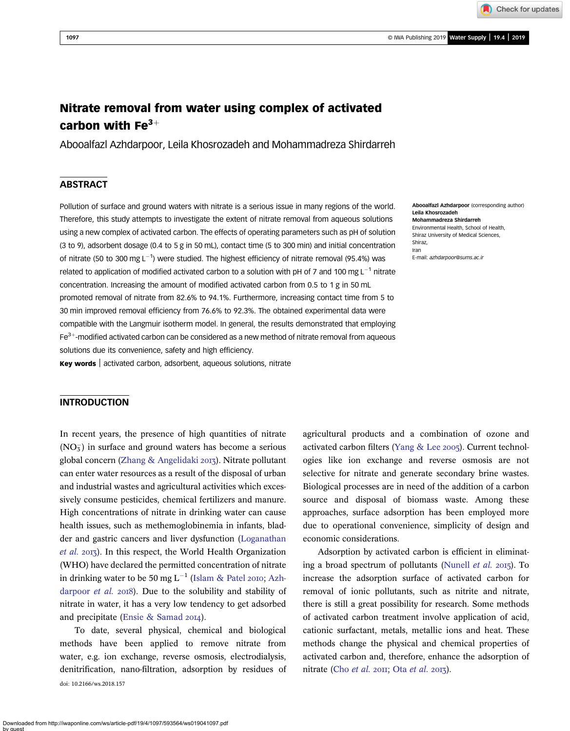# Nitrate removal from water using complex of activated carbon with $Fe^{3+}$

Abooalfazl Azhdarpoor, Leila Khosrozadeh and Mohammadreza Shirdarreh

## ABSTRACT

Pollution of surface and ground waters with nitrate is a serious issue in many regions of the world. Therefore, this study attempts to investigate the extent of nitrate removal from aqueous solutions using a new complex of activated carbon. The effects of operating parameters such as pH of solution (3 to 9), adsorbent dosage (0.4 to 5 g in 50 mL), contact time (5 to 300 min) and initial concentration of nitrate (50 to 300 mg $L^{-1}$) were studied. The highest efficiency of nitrate removal (95.4%) was related to application of modified activated carbon to a solution with pH of 7 and 100 mg $L^{-1}$ nitrate concentration. Increasing the amount of modified activated carbon from 0.5 to 1 g in 50 mL promoted removal of nitrate from 82.6% to 94.1%. Furthermore, increasing contact time from 5 to 30 min improved removal efficiency from 76.6% to 92.3%. The obtained experimental data were compatible with the Langmuir isotherm model. In general, the results demonstrated that employing $Fe^{3+}$-modified activated carbon can be considered as a new method of nitrate removal from aqueous solutions due its convenience, safety and high efficiency.

**Key words** | activated carbon, adsorbent, aqueous solutions, nitrate

**Abooalfazl Azhdarpoor** (corresponding author)
**Leila Khosrozadeh**
**Mohammadreza Shirdarreh**
Environmental Health, School of Health,
Shiraz University of Medical Sciences,
Shiraz,
Iran
E-mail: *azhdarpoor@sums.ac.ir*

## INTRODUCTION

In recent years, the presence of high quantities of nitrate ($NO_3^-$) in surface and ground waters has become a serious global concern (Zhang & Angelidaki 2013). Nitrate pollutant can enter water resources as a result of the disposal of urban and industrial wastes and agricultural activities which excessively consume pesticides, chemical fertilizers and manure. High concentrations of nitrate in drinking water can cause health issues, such as methemoglobinemia in infants, bladder and gastric cancers and liver dysfunction (Loganathan *et al.* 2013). In this respect, the World Health Organization (WHO) have declared the permitted concentration of nitrate in drinking water to be 50 mg $L^{-1}$ (Islam & Patel 2010; Azhdarpoor *et al.* 2018). Due to the solubility and stability of nitrate in water, it has a very low tendency to get adsorbed and precipitate (Ensie & Samad 2014).

To date, several physical, chemical and biological methods have been applied to remove nitrate from water, e.g. ion exchange, reverse osmosis, electrodialysis, denitrification, nano-filtration, adsorption by residues of agricultural products and a combination of ozone and activated carbon filters (Yang & Lee 2005). Current technologies like ion exchange and reverse osmosis are not selective for nitrate and generate secondary brine wastes. Biological processes are in need of the addition of a carbon source and disposal of biomass waste. Among these approaches, surface adsorption has been employed more due to operational convenience, simplicity of design and economic considerations.

Adsorption by activated carbon is efficient in eliminating a broad spectrum of pollutants (Nunell *et al.* 2015). To increase the adsorption surface of activated carbon for removal of ionic pollutants, such as nitrite and nitrate, there is still a great possibility for research. Some methods of activated carbon treatment involve application of acid, cationic surfactant, metals, metallic ions and heat. These methods change the physical and chemical properties of activated carbon and, therefore, enhance the adsorption of nitrate (Cho *et al.* 2011; Ota *et al.* 2013).

doi: 10.2166/ws.2018.157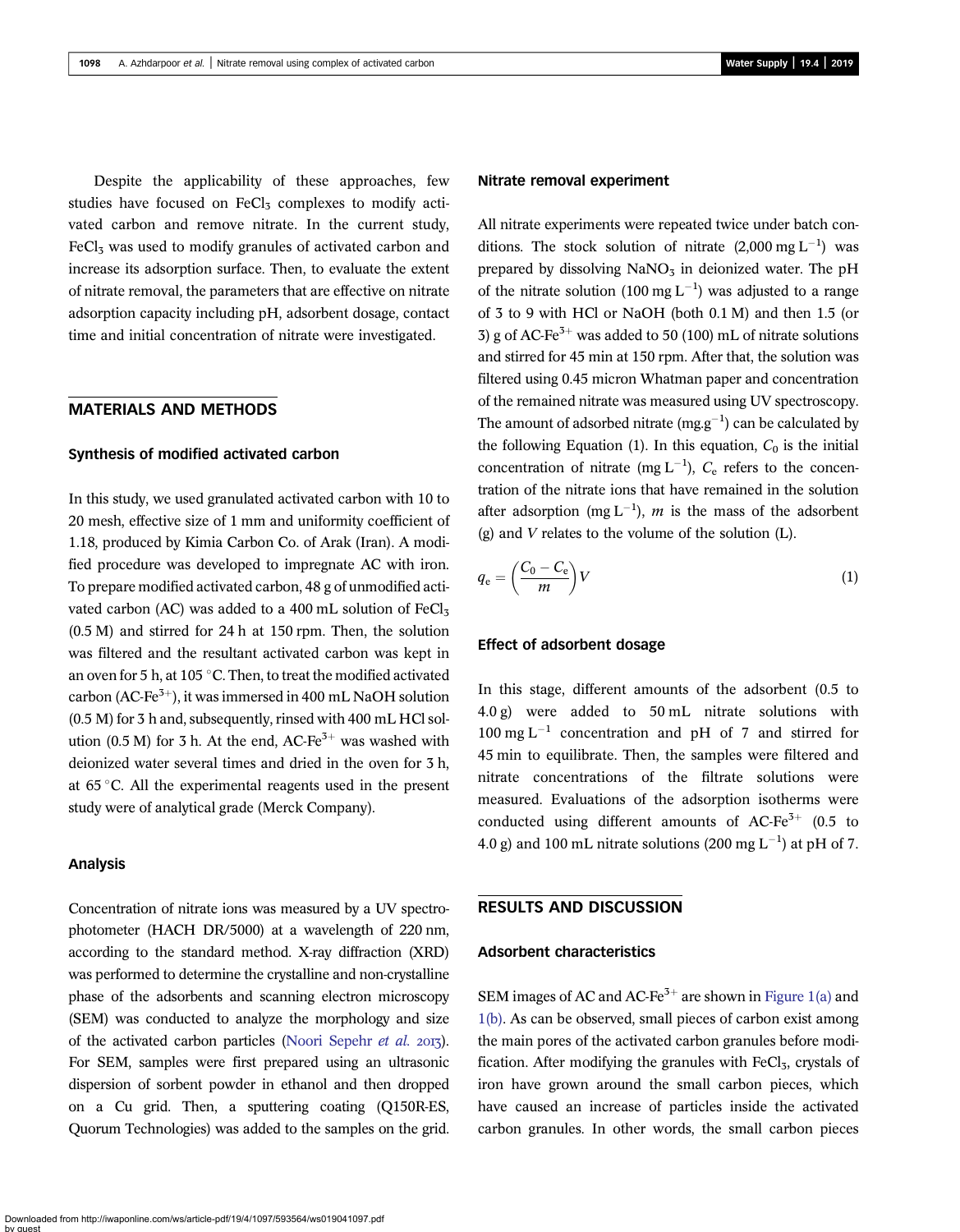Despite the applicability of these approaches, few studies have focused on $FeCl_3$ complexes to modify activated carbon and remove nitrate. In the current study, $FeCl_3$ was used to modify granules of activated carbon and increase its adsorption surface. Then, to evaluate the extent of nitrate removal, the parameters that are effective on nitrate adsorption capacity including pH, adsorbent dosage, contact time and initial concentration of nitrate were investigated.

## MATERIALS AND METHODS

### Synthesis of modified activated carbon

In this study, we used granulated activated carbon with 10 to 20 mesh, effective size of 1 mm and uniformity coefficient of 1.18, produced by Kimia Carbon Co. of Arak (Iran). A modified procedure was developed to impregnate AC with iron. To prepare modified activated carbon, 48 g of unmodified activated carbon (AC) was added to a 400 mL solution of $FeCl_3$ (0.5 M) and stirred for 24 h at 150 rpm. Then, the solution was filtered and the resultant activated carbon was kept in an oven for 5 h, at 105 °C. Then, to treat the modified activated carbon (AC-$Fe^{3+}$), it was immersed in 400 mL NaOH solution (0.5 M) for 3 h and, subsequently, rinsed with 400 mL HCl solution (0.5 M) for 3 h. At the end, AC-$Fe^{3+}$ was washed with deionized water several times and dried in the oven for 3 h, at 65 °C. All the experimental reagents used in the present study were of analytical grade (Merck Company).

### Analysis

Concentration of nitrate ions was measured by a UV spectrophotometer (HACH DR/5000) at a wavelength of 220 nm, according to the standard method. X-ray diffraction (XRD) was performed to determine the crystalline and non-crystalline phase of the adsorbents and scanning electron microscopy (SEM) was conducted to analyze the morphology and size of the activated carbon particles (Noori Sepehr *et al.* 2013). For SEM, samples were first prepared using an ultrasonic dispersion of sorbent powder in ethanol and then dropped on a Cu grid. Then, a sputtering coating (Q150R-ES, Quorum Technologies) was added to the samples on the grid.

### Nitrate removal experiment

All nitrate experiments were repeated twice under batch conditions. The stock solution of nitrate (2,000 mg $L^{-1}$) was prepared by dissolving $NaNO_3$ in deionized water. The pH of the nitrate solution (100 mg $L^{-1}$) was adjusted to a range of 3 to 9 with HCl or NaOH (both 0.1 M) and then 1.5 (or 3) g of AC-$Fe^{3+}$ was added to 50 (100) mL of nitrate solutions and stirred for 45 min at 150 rpm. After that, the solution was filtered using 0.45 micron Whatman paper and concentration of the remained nitrate was measured using UV spectroscopy. The amount of adsorbed nitrate (mg.$g^{-1}$) can be calculated by the following Equation (1). In this equation, $C_0$ is the initial concentration of nitrate (mg $L^{-1}$), $C_e$ refers to the concentration of the nitrate ions that have remained in the solution after adsorption (mg $L^{-1}$), $m$ is the mass of the adsorbent (g) and $V$ relates to the volume of the solution (L).

$$q_e = \left(\frac{C_0 - C_e}{m}\right)V \tag{1}$$

### Effect of adsorbent dosage

In this stage, different amounts of the adsorbent (0.5 to 4.0 g) were added to 50 mL nitrate solutions with 100 mg $L^{-1}$ concentration and pH of 7 and stirred for 45 min to equilibrate. Then, the samples were filtered and nitrate concentrations of the filtrate solutions were measured. Evaluations of the adsorption isotherms were conducted using different amounts of AC-$Fe^{3+}$ (0.5 to 4.0 g) and 100 mL nitrate solutions (200 mg $L^{-1}$) at pH of 7.

## RESULTS AND DISCUSSION

### Adsorbent characteristics

SEM images of AC and AC-$Fe^{3+}$ are shown in Figure 1(a) and 1(b). As can be observed, small pieces of carbon exist among the main pores of the activated carbon granules before modification. After modifying the granules with $FeCl_3$, crystals of iron have grown around the small carbon pieces, which have caused an increase of particles inside the activated carbon granules. In other words, the small carbon pieces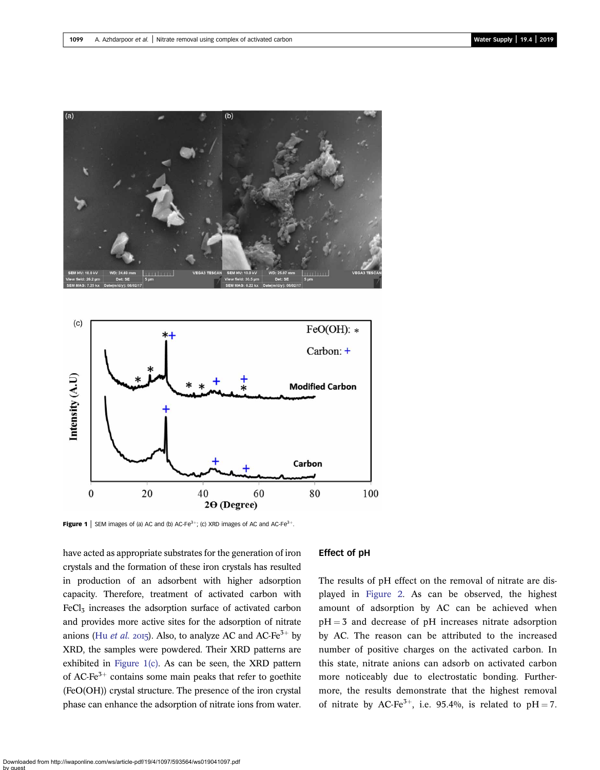Figure 1 | SEM images of (a) AC and (b) AC-$Fe^{3+}$; (c) XRD images of AC and AC-$Fe^{3+}$.

have acted as appropriate substrates for the generation of iron crystals and the formation of these iron crystals has resulted in production of an adsorbent with higher adsorption capacity. Therefore, treatment of activated carbon with $FeCl_3$ increases the adsorption surface of activated carbon and provides more active sites for the adsorption of nitrate anions (Hu *et al.* 2015). Also, to analyze AC and AC-$Fe^{3+}$ by XRD, the samples were powdered. Their XRD patterns are exhibited in Figure 1(c). As can be seen, the XRD pattern of AC-$Fe^{3+}$ contains some main peaks that refer to goethite (FeO(OH)) crystal structure. The presence of the iron crystal phase can enhance the adsorption of nitrate ions from water.

## Effect of pH

The results of pH effect on the removal of nitrate are displayed in Figure 2. As can be observed, the highest amount of adsorption by AC can be achieved when $pH = 3$ and decrease of pH increases nitrate adsorption by AC. The reason can be attributed to the increased number of positive charges on the activated carbon. In this state, nitrate anions can adsorb on activated carbon more noticeably due to electrostatic bonding. Furthermore, the results demonstrate that the highest removal of nitrate by AC-$Fe^{3+}$, i.e. 95.4%, is related to $pH = 7$.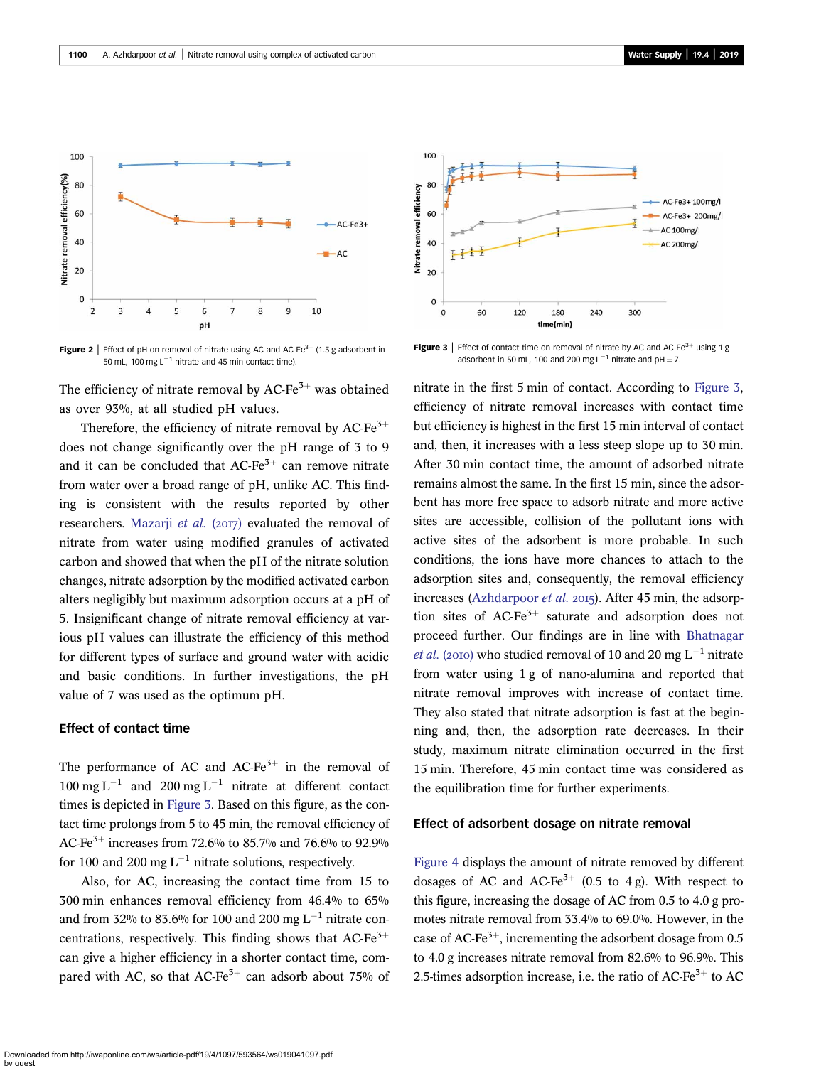Figure 2 | Effect of pH on removal of nitrate using AC and AC-$Fe^{3+}$ (1.5 g adsorbent in 50 mL, 100 mg $L^{-1}$ nitrate and 45 min contact time).

Figure 3 | Effect of contact time on removal of nitrate by AC and AC-$Fe^{3+}$ using 1 g adsorbent in 50 mL, 100 and 200 mg $L^{-1}$ nitrate and pH = 7.

The efficiency of nitrate removal by AC-$Fe^{3+}$ was obtained as over 93%, at all studied pH values.

Therefore, the efficiency of nitrate removal by AC-$Fe^{3+}$ does not change significantly over the pH range of 3 to 9 and it can be concluded that AC-$Fe^{3+}$ can remove nitrate from water over a broad range of pH, unlike AC. This finding is consistent with the results reported by other researchers. Mazarji *et al.* (2017) evaluated the removal of nitrate from water using modified granules of activated carbon and showed that when the pH of the nitrate solution changes, nitrate adsorption by the modified activated carbon alters negligibly but maximum adsorption occurs at a pH of 5. Insignificant change of nitrate removal efficiency at various pH values can illustrate the efficiency of this method for different types of surface and ground water with acidic and basic conditions. In further investigations, the pH value of 7 was used as the optimum pH.

### Effect of contact time

The performance of AC and AC-$Fe^{3+}$ in the removal of 100 mg $L^{-1}$ and 200 mg $L^{-1}$ nitrate at different contact times is depicted in Figure 3. Based on this figure, as the contact time prolongs from 5 to 45 min, the removal efficiency of AC-$Fe^{3+}$ increases from 72.6% to 85.7% and 76.6% to 92.9% for 100 and 200 mg $L^{-1}$ nitrate solutions, respectively.

Also, for AC, increasing the contact time from 15 to 300 min enhances removal efficiency from 46.4% to 65% and from 32% to 83.6% for 100 and 200 mg $L^{-1}$ nitrate concentrations, respectively. This finding shows that AC-$Fe^{3+}$ can give a higher efficiency in a shorter contact time, compared with AC, so that AC-$Fe^{3+}$ can adsorb about 75% of nitrate in the first 5 min of contact. According to Figure 3, efficiency of nitrate removal increases with contact time but efficiency is highest in the first 15 min interval of contact and, then, it increases with a less steep slope up to 30 min. After 30 min contact time, the amount of adsorbed nitrate remains almost the same. In the first 15 min, since the adsorbent has more free space to adsorb nitrate and more active sites are accessible, collision of the pollutant ions with active sites of the adsorbent is more probable. In such conditions, the ions have more chances to attach to the adsorption sites and, consequently, the removal efficiency increases (Azhdarpoor *et al.* 2015). After 45 min, the adsorption sites of AC-$Fe^{3+}$ saturate and adsorption does not proceed further. Our findings are in line with Bhatnagar *et al.* (2010) who studied removal of 10 and 20 mg $L^{-1}$ nitrate from water using 1 g of nano-alumina and reported that nitrate removal improves with increase of contact time. They also stated that nitrate adsorption is fast at the beginning and, then, the adsorption rate decreases. In their study, maximum nitrate elimination occurred in the first 15 min. Therefore, 45 min contact time was considered as the equilibration time for further experiments.

### Effect of adsorbent dosage on nitrate removal

Figure 4 displays the amount of nitrate removed by different dosages of AC and AC-$Fe^{3+}$ (0.5 to 4 g). With respect to this figure, increasing the dosage of AC from 0.5 to 4.0 g promotes nitrate removal from 33.4% to 69.0%. However, in the case of AC-$Fe^{3+}$, incrementing the adsorbent dosage from 0.5 to 4.0 g increases nitrate removal from 82.6% to 96.9%. This 2.5-times adsorption increase, i.e. the ratio of AC-$Fe^{3+}$ to AC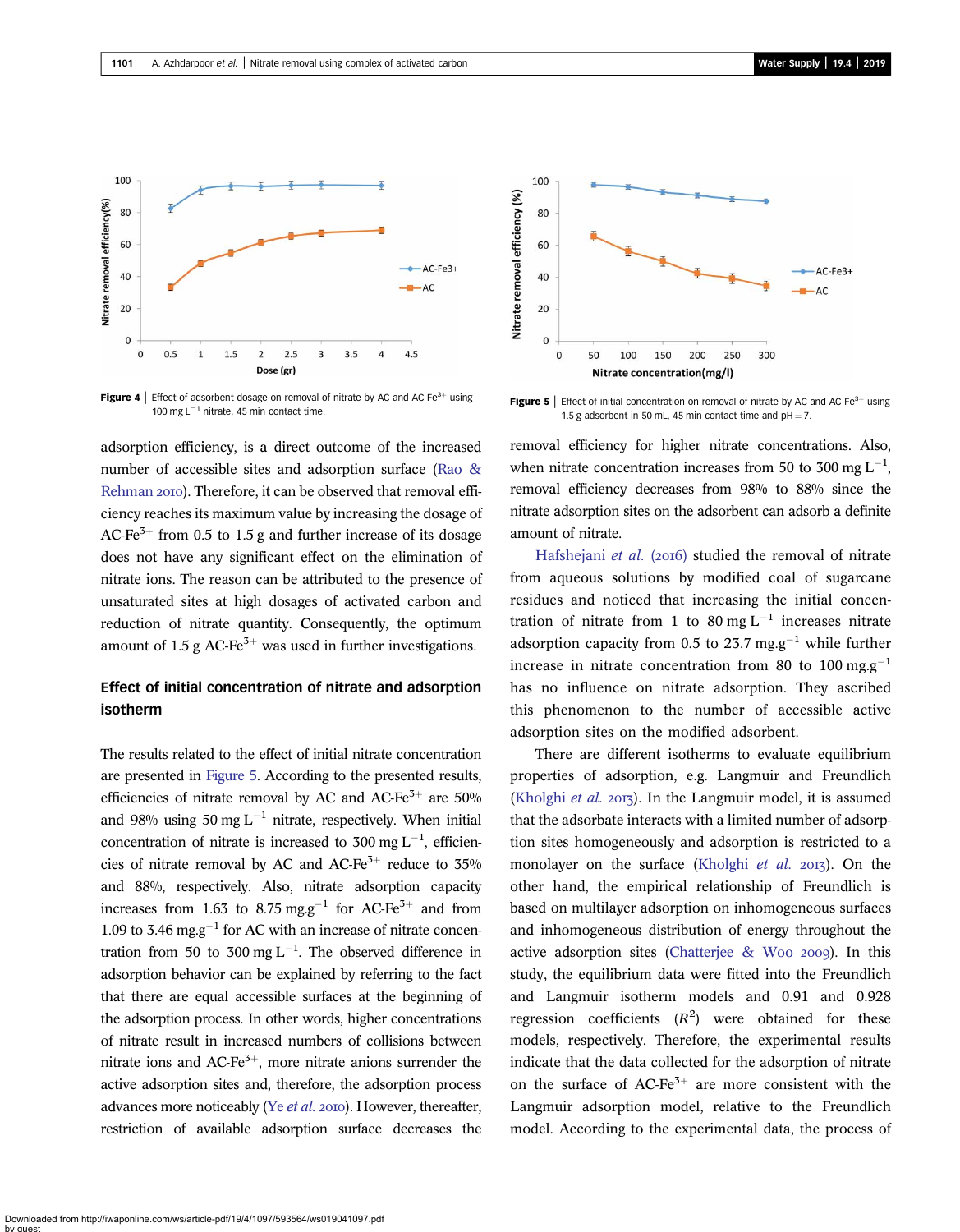Figure 4 | Effect of adsorbent dosage on removal of nitrate by AC and AC-$Fe^{3+}$ using 100 mg $L^{-1}$ nitrate, 45 min contact time.

Figure 5 | Effect of initial concentration on removal of nitrate by AC and AC-$Fe^{3+}$ using 1.5 g adsorbent in 50 mL, 45 min contact time and pH = 7.

adsorption efficiency, is a direct outcome of the increased number of accessible sites and adsorption surface (Rao & Rehman 2010). Therefore, it can be observed that removal efficiency reaches its maximum value by increasing the dosage of AC-$Fe^{3+}$ from 0.5 to 1.5 g and further increase of its dosage does not have any significant effect on the elimination of nitrate ions. The reason can be attributed to the presence of unsaturated sites at high dosages of activated carbon and reduction of nitrate quantity. Consequently, the optimum amount of 1.5 g AC-$Fe^{3+}$ was used in further investigations.

## Effect of initial concentration of nitrate and adsorption isotherm

The results related to the effect of initial nitrate concentration are presented in Figure 5. According to the presented results, efficiencies of nitrate removal by AC and AC-$Fe^{3+}$ are 50% and 98% using 50 mg $L^{-1}$ nitrate, respectively. When initial concentration of nitrate is increased to 300 mg $L^{-1}$, efficiencies of nitrate removal by AC and AC-$Fe^{3+}$ reduce to 35% and 88%, respectively. Also, nitrate adsorption capacity increases from 1.63 to 8.75 mg.$g^{-1}$ for AC-$Fe^{3+}$ and from 1.09 to 3.46 mg.$g^{-1}$ for AC with an increase of nitrate concentration from 50 to 300 mg $L^{-1}$. The observed difference in adsorption behavior can be explained by referring to the fact that there are equal accessible surfaces at the beginning of the adsorption process. In other words, higher concentrations of nitrate result in increased numbers of collisions between nitrate ions and AC-$Fe^{3+}$, more nitrate anions surrender the active adsorption sites and, therefore, the adsorption process advances more noticeably (Ye *et al.* 2010). However, thereafter, restriction of available adsorption surface decreases the removal efficiency for higher nitrate concentrations. Also, when nitrate concentration increases from 50 to 300 mg $L^{-1}$, removal efficiency decreases from 98% to 88% since the nitrate adsorption sites on the adsorbent can adsorb a definite amount of nitrate.

Hafshejani *et al.* (2016) studied the removal of nitrate from aqueous solutions by modified coal of sugarcane residues and noticed that increasing the initial concentration of nitrate from 1 to 80 mg $L^{-1}$ increases nitrate adsorption capacity from 0.5 to 23.7 mg.$g^{-1}$ while further increase in nitrate concentration from 80 to 100 mg.$g^{-1}$ has no influence on nitrate adsorption. They ascribed this phenomenon to the number of accessible active adsorption sites on the modified adsorbent.

There are different isotherms to evaluate equilibrium properties of adsorption, e.g. Langmuir and Freundlich (Kholghi *et al.* 2013). In the Langmuir model, it is assumed that the adsorbate interacts with a limited number of adsorption sites homogeneously and adsorption is restricted to a monolayer on the surface (Kholghi *et al.* 2013). On the other hand, the empirical relationship of Freundlich is based on multilayer adsorption on inhomogeneous surfaces and inhomogeneous distribution of energy throughout the active adsorption sites (Chatterjee & Woo 2009). In this study, the equilibrium data were fitted into the Freundlich and Langmuir isotherm models and 0.91 and 0.928 regression coefficients ($R^2$) were obtained for these models, respectively. Therefore, the experimental results indicate that the data collected for the adsorption of nitrate on the surface of AC-$Fe^{3+}$ are more consistent with the Langmuir adsorption model, relative to the Freundlich model. According to the experimental data, the process of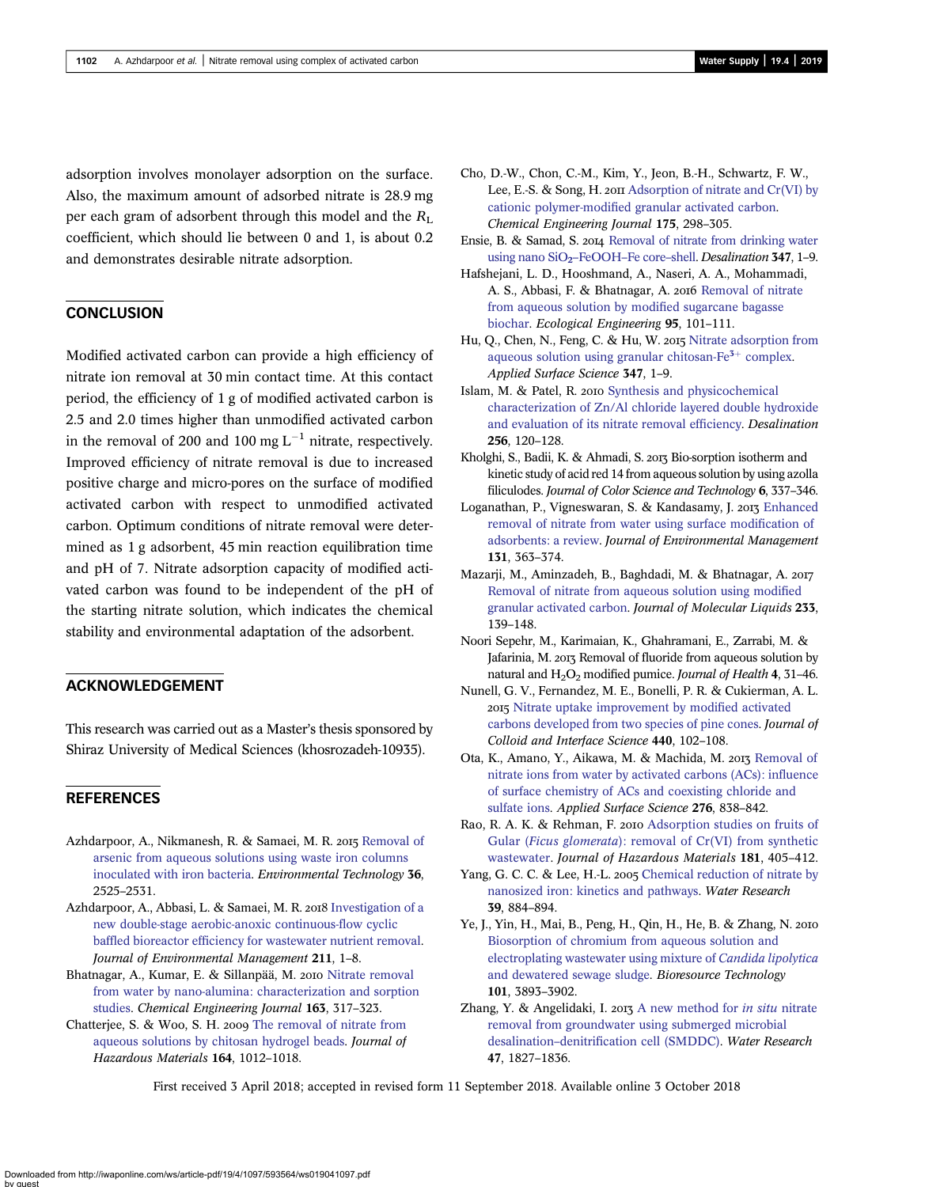adsorption involves monolayer adsorption on the surface. Also, the maximum amount of adsorbed nitrate is 28.9 mg per each gram of adsorbent through this model and the $R_L$ coefficient, which should lie between 0 and 1, is about 0.2 and demonstrates desirable nitrate adsorption.

## CONCLUSION

Modified activated carbon can provide a high efficiency of nitrate ion removal at 30 min contact time. At this contact period, the efficiency of 1 g of modified activated carbon is 2.5 and 2.0 times higher than unmodified activated carbon in the removal of 200 and 100 mg $L^{-1}$ nitrate, respectively. Improved efficiency of nitrate removal is due to increased positive charge and micro-pores on the surface of modified activated carbon with respect to unmodified activated carbon. Optimum conditions of nitrate removal were determined as 1 g adsorbent, 45 min reaction equilibration time and pH of 7. Nitrate adsorption capacity of modified activated carbon was found to be independent of the pH of the starting nitrate solution, which indicates the chemical stability and environmental adaptation of the adsorbent.

## ACKNOWLEDGEMENT

This research was carried out as a Master's thesis sponsored by Shiraz University of Medical Sciences (khosrozadeh-10935).

## REFERENCES

Azhdarpoor, A., Nikmanesh, R. & Samaei, M. R. 2015 Removal of arsenic from aqueous solutions using waste iron columns inoculated with iron bacteria. *Environmental Technology* **36**, 2525–2531.

Azhdarpoor, A., Abbasi, L. & Samaei, M. R. 2018 Investigation of a new double-stage aerobic-anoxic continuous-flow cyclic baffled bioreactor efficiency for wastewater nutrient removal. *Journal of Environmental Management* **211**, 1–8.

Bhatnagar, A., Kumar, E. & Sillanpää, M. 2010 Nitrate removal from water by nano-alumina: characterization and sorption studies. *Chemical Engineering Journal* **163**, 317–323.

Chatterjee, S. & Woo, S. H. 2009 The removal of nitrate from aqueous solutions by chitosan hydrogel beads. *Journal of Hazardous Materials* **164**, 1012–1018.

Cho, D.-W., Chon, C.-M., Kim, Y., Jeon, B.-H., Schwartz, F. W., Lee, E.-S. & Song, H. 2011 Adsorption of nitrate and Cr(VI) by cationic polymer-modified granular activated carbon. *Chemical Engineering Journal* **175**, 298–305.

Ensie, B. & Samad, S. 2014 Removal of nitrate from drinking water using nano $SiO_2$–FeOOH–Fe core–shell. *Desalination* **347**, 1–9.

Hafshejani, L. D., Hooshmand, A., Naseri, A. A., Mohammadi, A. S., Abbasi, F. & Bhatnagar, A. 2016 Removal of nitrate from aqueous solution by modified sugarcane bagasse biochar. *Ecological Engineering* **95**, 101–111.

Hu, Q., Chen, N., Feng, C. & Hu, W. 2015 Nitrate adsorption from aqueous solution using granular chitosan-$Fe^{3+}$ complex. *Applied Surface Science* **347**, 1–9.

Islam, M. & Patel, R. 2010 Synthesis and physicochemical characterization of Zn/Al chloride layered double hydroxide and evaluation of its nitrate removal efficiency. *Desalination* **256**, 120–128.

Kholghi, S., Badii, K. & Ahmadi, S. 2013 Bio-sorption isotherm and kinetic study of acid red 14 from aqueous solution by using azolla filiculodes. *Journal of Color Science and Technology* **6**, 337–346.

Loganathan, P., Vigneswaran, S. & Kandasamy, J. 2013 Enhanced removal of nitrate from water using surface modification of adsorbents: a review. *Journal of Environmental Management* **131**, 363–374.

Mazarji, M., Aminzadeh, B., Baghdadi, M. & Bhatnagar, A. 2017 Removal of nitrate from aqueous solution using modified granular activated carbon. *Journal of Molecular Liquids* **233**, 139–148.

Noori Sepehr, M., Karimaian, K., Ghahramani, E., Zarrabi, M. & Jafarinia, M. 2013 Removal of fluoride from aqueous solution by natural and $H_2O_2$ modified pumice. *Journal of Health* **4**, 31–46.

Nunell, G. V., Fernandez, M. E., Bonelli, P. R. & Cukierman, A. L. 2015 Nitrate uptake improvement by modified activated carbons developed from two species of pine cones. *Journal of Colloid and Interface Science* **440**, 102–108.

Ota, K., Amano, Y., Aikawa, M. & Machida, M. 2013 Removal of nitrate ions from water by activated carbons (ACs): influence of surface chemistry of ACs and coexisting chloride and sulfate ions. *Applied Surface Science* **276**, 838–842.

Rao, R. A. K. & Rehman, F. 2010 Adsorption studies on fruits of Gular (*Ficus glomerata*): removal of Cr(VI) from synthetic wastewater. *Journal of Hazardous Materials* **181**, 405–412.

Yang, G. C. C. & Lee, H.-L. 2005 Chemical reduction of nitrate by nanosized iron: kinetics and pathways. *Water Research* **39**, 884–894.

Ye, J., Yin, H., Mai, B., Peng, H., Qin, H., He, B. & Zhang, N. 2010 Biosorption of chromium from aqueous solution and electroplating wastewater using mixture of *Candida lipolytica* and dewatered sewage sludge. *Bioresource Technology* **101**, 3893–3902.

Zhang, Y. & Angelidaki, I. 2013 A new method for *in situ* nitrate removal from groundwater using submerged microbial desalination–denitrification cell (SMDDC). *Water Research* **47**, 1827–1836.

First received 3 April 2018; accepted in revised form 11 September 2018. Available online 3 October 2018